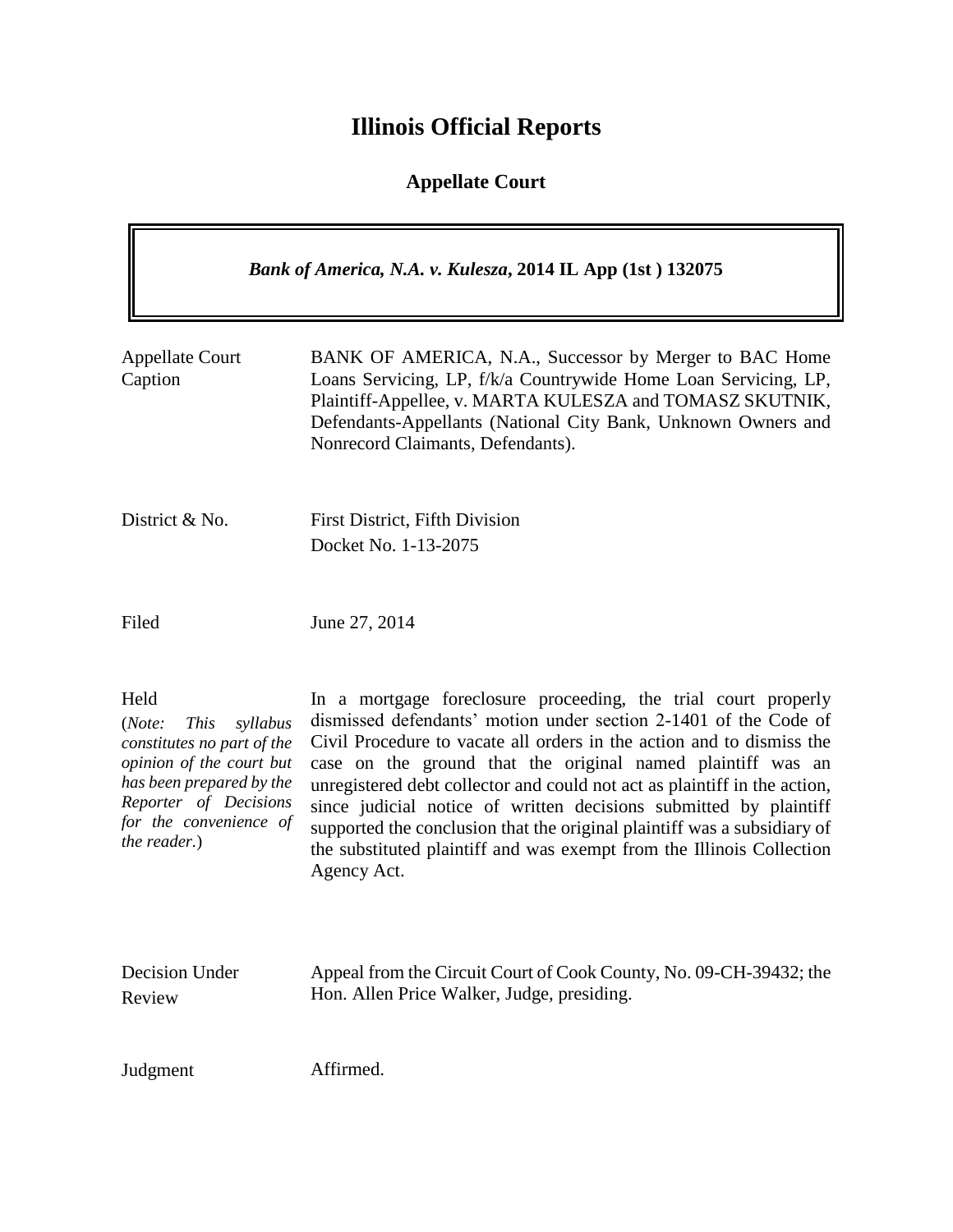# Illinois Official Reports

## Appellate Court

***Bank of America, N.A. v. Kulesza*, 2014 IL App (1st ) 132075**

| | |
|---|---|
| Appellate Court Caption | BANK OF AMERICA, N.A., Successor by Merger to BAC Home Loans Servicing, LP, f/k/a Countrywide Home Loan Servicing, LP, Plaintiff-Appellee, v. MARTA KULESZA and TOMASZ SKUTNIK, Defendants-Appellants (National City Bank, Unknown Owners and Nonrecord Claimants, Defendants). |
| District & No. | First District, Fifth Division<br>Docket No. 1-13-2075 |
| Filed | June 27, 2014 |
| Held<br>(*Note: This syllabus constitutes no part of the opinion of the court but has been prepared by the Reporter of Decisions for the convenience of the reader.*) | In a mortgage foreclosure proceeding, the trial court properly dismissed defendants' motion under section 2-1401 of the Code of Civil Procedure to vacate all orders in the action and to dismiss the case on the ground that the original named plaintiff was an unregistered debt collector and could not act as plaintiff in the action, since judicial notice of written decisions submitted by plaintiff supported the conclusion that the original plaintiff was a subsidiary of the substituted plaintiff and was exempt from the Illinois Collection Agency Act. |
| Decision Under Review | Appeal from the Circuit Court of Cook County, No. 09-CH-39432; the Hon. Allen Price Walker, Judge, presiding. |
| Judgment | Affirmed. |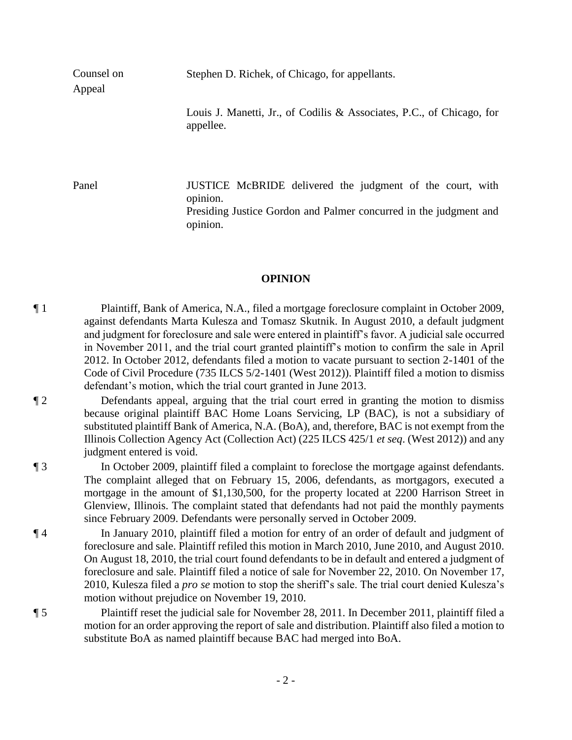Counsel on Appeal

Stephen D. Richek, of Chicago, for appellants.

Louis J. Manetti, Jr., of Codilis & Associates, P.C., of Chicago, for appellee.

Panel

JUSTICE McBRIDE delivered the judgment of the court, with opinion.
Presiding Justice Gordon and Palmer concurred in the judgment and opinion.

## OPINION

¶ 1 Plaintiff, Bank of America, N.A., filed a mortgage foreclosure complaint in October 2009, against defendants Marta Kulesza and Tomasz Skutnik. In August 2010, a default judgment and judgment for foreclosure and sale were entered in plaintiff's favor. A judicial sale occurred in November 2011, and the trial court granted plaintiff's motion to confirm the sale in April 2012. In October 2012, defendants filed a motion to vacate pursuant to section 2-1401 of the Code of Civil Procedure (735 ILCS 5/2-1401 (West 2012)). Plaintiff filed a motion to dismiss defendant's motion, which the trial court granted in June 2013.

¶ 2 Defendants appeal, arguing that the trial court erred in granting the motion to dismiss because original plaintiff BAC Home Loans Servicing, LP (BAC), is not a subsidiary of substituted plaintiff Bank of America, N.A. (BoA), and, therefore, BAC is not exempt from the Illinois Collection Agency Act (Collection Act) (225 ILCS 425/1 *et seq*. (West 2012)) and any judgment entered is void.

¶ 3 In October 2009, plaintiff filed a complaint to foreclose the mortgage against defendants. The complaint alleged that on February 15, 2006, defendants, as mortgagors, executed a mortgage in the amount of $1,130,500, for the property located at 2200 Harrison Street in Glenview, Illinois. The complaint stated that defendants had not paid the monthly payments since February 2009. Defendants were personally served in October 2009.

¶ 4 In January 2010, plaintiff filed a motion for entry of an order of default and judgment of foreclosure and sale. Plaintiff refiled this motion in March 2010, June 2010, and August 2010. On August 18, 2010, the trial court found defendants to be in default and entered a judgment of foreclosure and sale. Plaintiff filed a notice of sale for November 22, 2010. On November 17, 2010, Kulesza filed a *pro se* motion to stop the sheriff's sale. The trial court denied Kulesza's motion without prejudice on November 19, 2010.

¶ 5 Plaintiff reset the judicial sale for November 28, 2011. In December 2011, plaintiff filed a motion for an order approving the report of sale and distribution. Plaintiff also filed a motion to substitute BoA as named plaintiff because BAC had merged into BoA.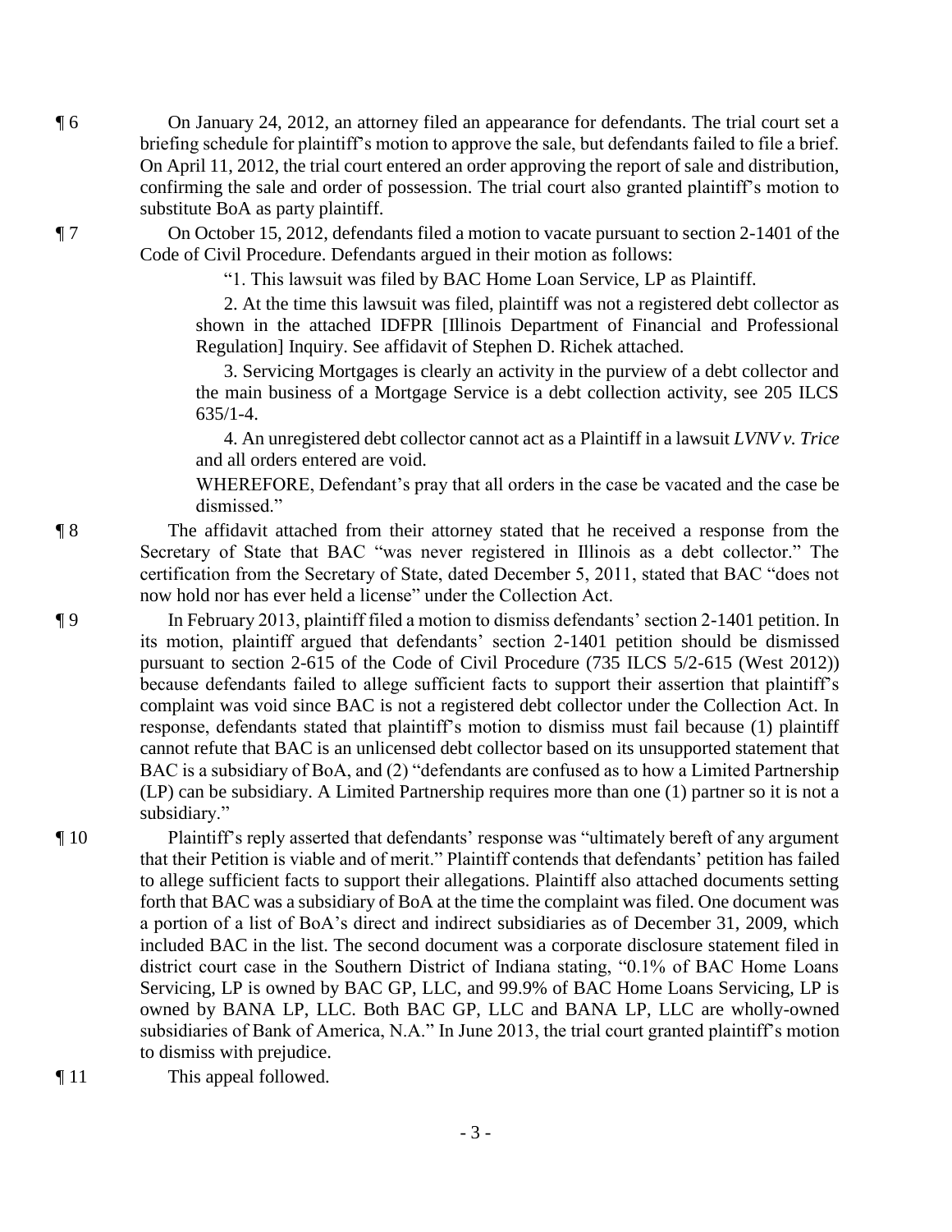¶ 6 On January 24, 2012, an attorney filed an appearance for defendants. The trial court set a briefing schedule for plaintiff's motion to approve the sale, but defendants failed to file a brief. On April 11, 2012, the trial court entered an order approving the report of sale and distribution, confirming the sale and order of possession. The trial court also granted plaintiff's motion to substitute BoA as party plaintiff.

¶ 7 On October 15, 2012, defendants filed a motion to vacate pursuant to section 2-1401 of the Code of Civil Procedure. Defendants argued in their motion as follows:

> "1. This lawsuit was filed by BAC Home Loan Service, LP as Plaintiff.
>
> 2. At the time this lawsuit was filed, plaintiff was not a registered debt collector as shown in the attached IDFPR [Illinois Department of Financial and Professional Regulation] Inquiry. See affidavit of Stephen D. Richek attached.
>
> 3. Servicing Mortgages is clearly an activity in the purview of a debt collector and the main business of a Mortgage Service is a debt collection activity, see 205 ILCS 635/1-4.
>
> 4. An unregistered debt collector cannot act as a Plaintiff in a lawsuit *LVNV v. Trice* and all orders entered are void.
>
> WHEREFORE, Defendant's pray that all orders in the case be vacated and the case be dismissed."

¶ 8 The affidavit attached from their attorney stated that he received a response from the Secretary of State that BAC "was never registered in Illinois as a debt collector." The certification from the Secretary of State, dated December 5, 2011, stated that BAC "does not now hold nor has ever held a license" under the Collection Act.

¶ 9 In February 2013, plaintiff filed a motion to dismiss defendants' section 2-1401 petition. In its motion, plaintiff argued that defendants' section 2-1401 petition should be dismissed pursuant to section 2-615 of the Code of Civil Procedure (735 ILCS 5/2-615 (West 2012)) because defendants failed to allege sufficient facts to support their assertion that plaintiff's complaint was void since BAC is not a registered debt collector under the Collection Act. In response, defendants stated that plaintiff's motion to dismiss must fail because (1) plaintiff cannot refute that BAC is an unlicensed debt collector based on its unsupported statement that BAC is a subsidiary of BoA, and (2) "defendants are confused as to how a Limited Partnership (LP) can be subsidiary. A Limited Partnership requires more than one (1) partner so it is not a subsidiary."

¶ 10 Plaintiff's reply asserted that defendants' response was "ultimately bereft of any argument that their Petition is viable and of merit." Plaintiff contends that defendants' petition has failed to allege sufficient facts to support their allegations. Plaintiff also attached documents setting forth that BAC was a subsidiary of BoA at the time the complaint was filed. One document was a portion of a list of BoA's direct and indirect subsidiaries as of December 31, 2009, which included BAC in the list. The second document was a corporate disclosure statement filed in district court case in the Southern District of Indiana stating, "0.1% of BAC Home Loans Servicing, LP is owned by BAC GP, LLC, and 99.9% of BAC Home Loans Servicing, LP is owned by BANA LP, LLC. Both BAC GP, LLC and BANA LP, LLC are wholly-owned subsidiaries of Bank of America, N.A." In June 2013, the trial court granted plaintiff's motion to dismiss with prejudice.

¶ 11 This appeal followed.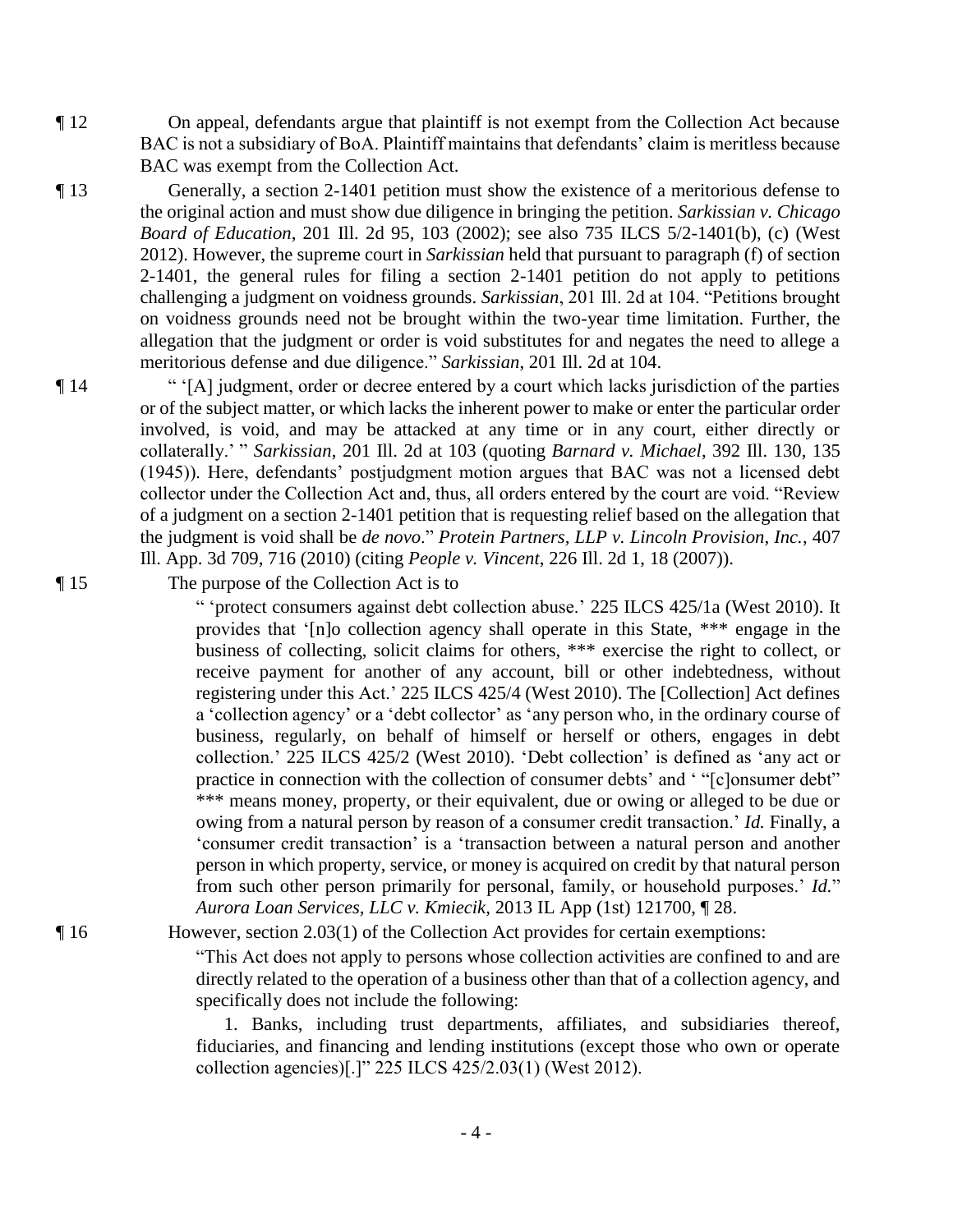¶ 12 On appeal, defendants argue that plaintiff is not exempt from the Collection Act because BAC is not a subsidiary of BoA. Plaintiff maintains that defendants' claim is meritless because BAC was exempt from the Collection Act.

¶ 13 Generally, a section 2-1401 petition must show the existence of a meritorious defense to the original action and must show due diligence in bringing the petition. *Sarkissian v. Chicago Board of Education*, 201 Ill. 2d 95, 103 (2002); see also 735 ILCS 5/2-1401(b), (c) (West 2012). However, the supreme court in *Sarkissian* held that pursuant to paragraph (f) of section 2-1401, the general rules for filing a section 2-1401 petition do not apply to petitions challenging a judgment on voidness grounds. *Sarkissian*, 201 Ill. 2d at 104. "Petitions brought on voidness grounds need not be brought within the two-year time limitation. Further, the allegation that the judgment or order is void substitutes for and negates the need to allege a meritorious defense and due diligence." *Sarkissian*, 201 Ill. 2d at 104.

¶ 14 " '[A] judgment, order or decree entered by a court which lacks jurisdiction of the parties or of the subject matter, or which lacks the inherent power to make or enter the particular order involved, is void, and may be attacked at any time or in any court, either directly or collaterally.' " *Sarkissian*, 201 Ill. 2d at 103 (quoting *Barnard v. Michael*, 392 Ill. 130, 135 (1945)). Here, defendants' postjudgment motion argues that BAC was not a licensed debt collector under the Collection Act and, thus, all orders entered by the court are void. "Review of a judgment on a section 2-1401 petition that is requesting relief based on the allegation that the judgment is void shall be *de novo*." *Protein Partners, LLP v. Lincoln Provision, Inc.*, 407 Ill. App. 3d 709, 716 (2010) (citing *People v. Vincent*, 226 Ill. 2d 1, 18 (2007)).

¶ 15 The purpose of the Collection Act is to

> " 'protect consumers against debt collection abuse.' 225 ILCS 425/1a (West 2010). It provides that '[n]o collection agency shall operate in this State, *** engage in the business of collecting, solicit claims for others, *** exercise the right to collect, or receive payment for another of any account, bill or other indebtedness, without registering under this Act.' 225 ILCS 425/4 (West 2010). The [Collection] Act defines a 'collection agency' or a 'debt collector' as 'any person who, in the ordinary course of business, regularly, on behalf of himself or herself or others, engages in debt collection.' 225 ILCS 425/2 (West 2010). 'Debt collection' is defined as 'any act or practice in connection with the collection of consumer debts' and ' "[c]onsumer debt" *** means money, property, or their equivalent, due or owing or alleged to be due or owing from a natural person by reason of a consumer credit transaction.' *Id.* Finally, a 'consumer credit transaction' is a 'transaction between a natural person and another person in which property, service, or money is acquired on credit by that natural person from such other person primarily for personal, family, or household purposes.' *Id.*" *Aurora Loan Services, LLC v. Kmiecik*, 2013 IL App (1st) 121700, ¶ 28.

¶ 16 However, section 2.03(1) of the Collection Act provides for certain exemptions:

> "This Act does not apply to persons whose collection activities are confined to and are directly related to the operation of a business other than that of a collection agency, and specifically does not include the following:
>
> 1. Banks, including trust departments, affiliates, and subsidiaries thereof, fiduciaries, and financing and lending institutions (except those who own or operate collection agencies)[.]" 225 ILCS 425/2.03(1) (West 2012).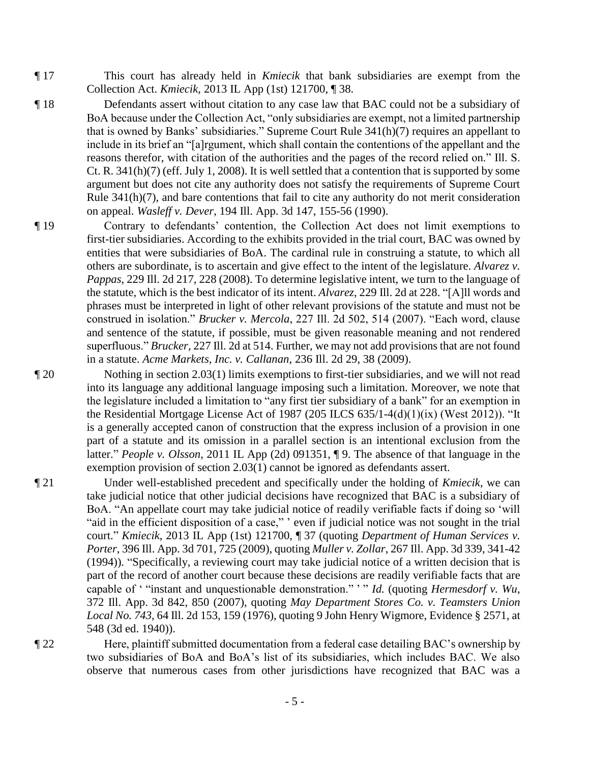¶ 17 This court has already held in *Kmiecik* that bank subsidiaries are exempt from the Collection Act. *Kmiecik*, 2013 IL App (1st) 121700, ¶ 38.

¶ 18 Defendants assert without citation to any case law that BAC could not be a subsidiary of BoA because under the Collection Act, "only subsidiaries are exempt, not a limited partnership that is owned by Banks' subsidiaries." Supreme Court Rule 341(h)(7) requires an appellant to include in its brief an "[a]rgument, which shall contain the contentions of the appellant and the reasons therefor, with citation of the authorities and the pages of the record relied on." Ill. S. Ct. R. 341(h)(7) (eff. July 1, 2008). It is well settled that a contention that is supported by some argument but does not cite any authority does not satisfy the requirements of Supreme Court Rule 341(h)(7), and bare contentions that fail to cite any authority do not merit consideration on appeal. *Wasleff v. Dever*, 194 Ill. App. 3d 147, 155-56 (1990).

¶ 19 Contrary to defendants' contention, the Collection Act does not limit exemptions to first-tier subsidiaries. According to the exhibits provided in the trial court, BAC was owned by entities that were subsidiaries of BoA. The cardinal rule in construing a statute, to which all others are subordinate, is to ascertain and give effect to the intent of the legislature. *Alvarez v. Pappas*, 229 Ill. 2d 217, 228 (2008). To determine legislative intent, we turn to the language of the statute, which is the best indicator of its intent. *Alvarez*, 229 Ill. 2d at 228. "[A]ll words and phrases must be interpreted in light of other relevant provisions of the statute and must not be construed in isolation." *Brucker v. Mercola*, 227 Ill. 2d 502, 514 (2007). "Each word, clause and sentence of the statute, if possible, must be given reasonable meaning and not rendered superfluous." *Brucker*, 227 Ill. 2d at 514. Further, we may not add provisions that are not found in a statute. *Acme Markets, Inc. v. Callanan*, 236 Ill. 2d 29, 38 (2009).

¶ 20 Nothing in section 2.03(1) limits exemptions to first-tier subsidiaries, and we will not read into its language any additional language imposing such a limitation. Moreover, we note that the legislature included a limitation to "any first tier subsidiary of a bank" for an exemption in the Residential Mortgage License Act of 1987 (205 ILCS 635/1-4(d)(1)(ix) (West 2012)). "It is a generally accepted canon of construction that the express inclusion of a provision in one part of a statute and its omission in a parallel section is an intentional exclusion from the latter." *People v. Olsson*, 2011 IL App (2d) 091351, ¶ 9. The absence of that language in the exemption provision of section 2.03(1) cannot be ignored as defendants assert.

¶ 21 Under well-established precedent and specifically under the holding of *Kmiecik*, we can take judicial notice that other judicial decisions have recognized that BAC is a subsidiary of BoA. "An appellate court may take judicial notice of readily verifiable facts if doing so 'will "aid in the efficient disposition of a case," ' even if judicial notice was not sought in the trial court." *Kmiecik*, 2013 IL App (1st) 121700, ¶ 37 (quoting *Department of Human Services v. Porter*, 396 Ill. App. 3d 701, 725 (2009), quoting *Muller v. Zollar*, 267 Ill. App. 3d 339, 341-42 (1994)). "Specifically, a reviewing court may take judicial notice of a written decision that is part of the record of another court because these decisions are readily verifiable facts that are capable of ' "instant and unquestionable demonstration." ' " *Id.* (quoting *Hermesdorf v. Wu*, 372 Ill. App. 3d 842, 850 (2007), quoting *May Department Stores Co. v. Teamsters Union Local No. 743*, 64 Ill. 2d 153, 159 (1976), quoting 9 John Henry Wigmore, Evidence § 2571, at 548 (3d ed. 1940)).

¶ 22 Here, plaintiff submitted documentation from a federal case detailing BAC's ownership by two subsidiaries of BoA and BoA's list of its subsidiaries, which includes BAC. We also observe that numerous cases from other jurisdictions have recognized that BAC was a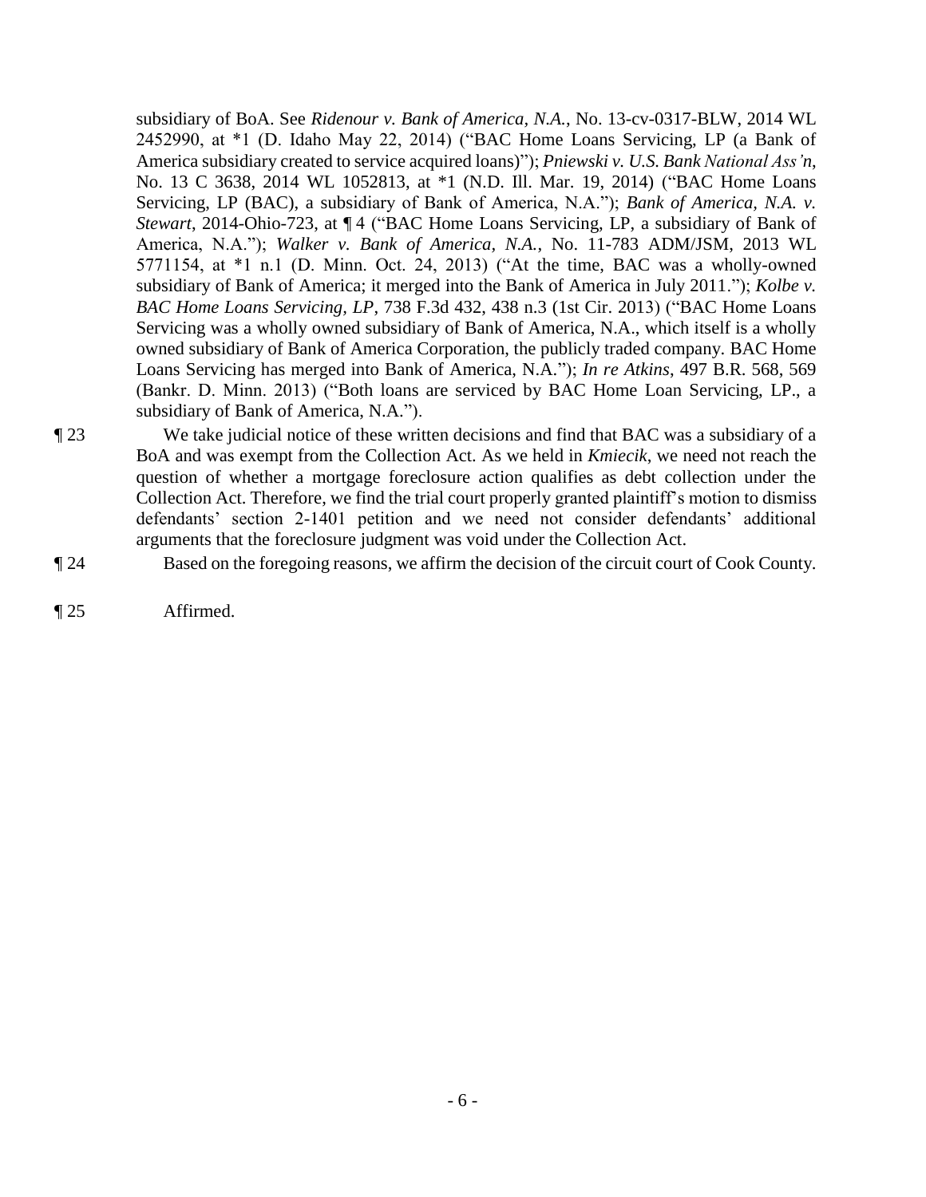subsidiary of BoA. See *Ridenour v. Bank of America, N.A.*, No. 13-cv-0317-BLW, 2014 WL 2452990, at *1 (D. Idaho May 22, 2014) ("BAC Home Loans Servicing, LP (a Bank of America subsidiary created to service acquired loans)"); *Pniewski v. U.S. Bank National Ass'n*, No. 13 C 3638, 2014 WL 1052813, at *1 (N.D. Ill. Mar. 19, 2014) ("BAC Home Loans Servicing, LP (BAC), a subsidiary of Bank of America, N.A."); *Bank of America, N.A. v. Stewart*, 2014-Ohio-723, at ¶ 4 ("BAC Home Loans Servicing, LP, a subsidiary of Bank of America, N.A."); *Walker v. Bank of America, N.A.*, No. 11-783 ADM/JSM, 2013 WL 5771154, at *1 n.1 (D. Minn. Oct. 24, 2013) ("At the time, BAC was a wholly-owned subsidiary of Bank of America; it merged into the Bank of America in July 2011."); *Kolbe v. BAC Home Loans Servicing, LP*, 738 F.3d 432, 438 n.3 (1st Cir. 2013) ("BAC Home Loans Servicing was a wholly owned subsidiary of Bank of America, N.A., which itself is a wholly owned subsidiary of Bank of America Corporation, the publicly traded company. BAC Home Loans Servicing has merged into Bank of America, N.A."); *In re Atkins*, 497 B.R. 568, 569 (Bankr. D. Minn. 2013) ("Both loans are serviced by BAC Home Loan Servicing, LP., a subsidiary of Bank of America, N.A.").

¶ 23 We take judicial notice of these written decisions and find that BAC was a subsidiary of a BoA and was exempt from the Collection Act. As we held in *Kmiecik*, we need not reach the question of whether a mortgage foreclosure action qualifies as debt collection under the Collection Act. Therefore, we find the trial court properly granted plaintiff's motion to dismiss defendants' section 2-1401 petition and we need not consider defendants' additional arguments that the foreclosure judgment was void under the Collection Act.

¶ 24 Based on the foregoing reasons, we affirm the decision of the circuit court of Cook County.

¶ 25 Affirmed.